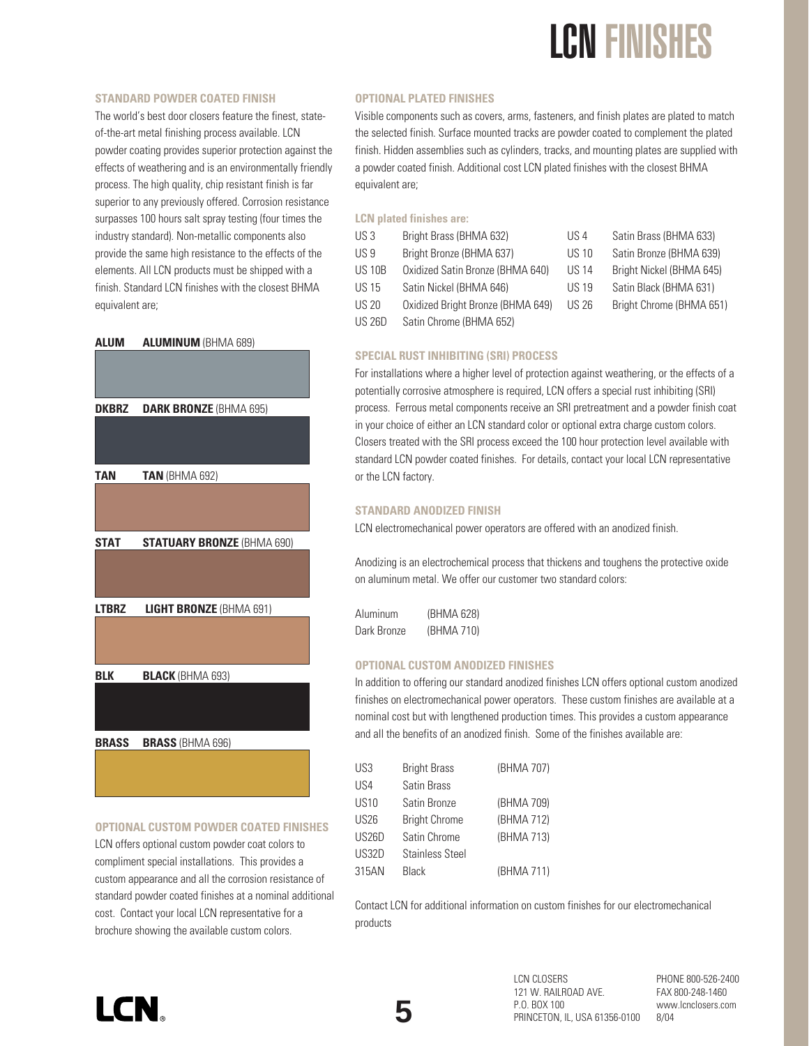# LCN FINISHES

### STANDARD POWDER COATED FINISH

The world's best door closers feature the finest, state-of-the-art metal finishing process available. LCN powder coating provides superior protection against the effects of weathering and is an environmentally friendly process. The high quality, chip resistant finish is far superior to any previously offered. Corrosion resistance surpasses 100 hours salt spray testing (four times the industry standard). Non-metallic components also provide the same high resistance to the effects of the elements. All LCN products must be shipped with a finish. Standard LCN finishes with the closest BHMA equivalent are;

**ALUM** **ALUMINUM** (BHMA 689)

**DKBRZ** **DARK BRONZE** (BHMA 695)

**TAN** **TAN** (BHMA 692)

**STAT** **STATUARY BRONZE** (BHMA 690)

**LTBRZ** **LIGHT BRONZE** (BHMA 691)

**BLK** **BLACK** (BHMA 693)

**BRASS** **BRASS** (BHMA 696)

### OPTIONAL CUSTOM POWDER COATED FINISHES

LCN offers optional custom powder coat colors to compliment special installations. This provides a custom appearance and all the corrosion resistance of standard powder coated finishes at a nominal additional cost. Contact your local LCN representative for a brochure showing the available custom colors.

### OPTIONAL PLATED FINISHES

Visible components such as covers, arms, fasteners, and finish plates are plated to match the selected finish. Surface mounted tracks are powder coated to complement the plated finish. Hidden assemblies such as cylinders, tracks, and mounting plates are supplied with a powder coated finish. Additional cost LCN plated finishes with the closest BHMA equivalent are;

**LCN plated finishes are:**

| | | | |
|---|---|---|---|
| US 3 | Bright Brass (BHMA 632) | US 4 | Satin Brass (BHMA 633) |
| US 9 | Bright Bronze (BHMA 637) | US 10 | Satin Bronze (BHMA 639) |
| US 10B | Oxidized Satin Bronze (BHMA 640) | US 14 | Bright Nickel (BHMA 645) |
| US 15 | Satin Nickel (BHMA 646) | US 19 | Satin Black (BHMA 631) |
| US 20 | Oxidized Bright Bronze (BHMA 649) | US 26 | Bright Chrome (BHMA 651) |
| US 26D | Satin Chrome (BHMA 652) | | |

### SPECIAL RUST INHIBITING (SRI) PROCESS

For installations where a higher level of protection against weathering, or the effects of a potentially corrosive atmosphere is required, LCN offers a special rust inhibiting (SRI) process. Ferrous metal components receive an SRI pretreatment and a powder finish coat in your choice of either an LCN standard color or optional extra charge custom colors. Closers treated with the SRI process exceed the 100 hour protection level available with standard LCN powder coated finishes. For details, contact your local LCN representative or the LCN factory.

### STANDARD ANODIZED FINISH

LCN electromechanical power operators are offered with an anodized finish.

Anodizing is an electrochemical process that thickens and toughens the protective oxide on aluminum metal. We offer our customer two standard colors:

| | |
|---|---|
| Aluminum | (BHMA 628) |
| Dark Bronze | (BHMA 710) |

### OPTIONAL CUSTOM ANODIZED FINISHES

In addition to offering our standard anodized finishes LCN offers optional custom anodized finishes on electromechanical power operators. These custom finishes are available at a nominal cost but with lengthened production times. This provides a custom appearance and all the benefits of an anodized finish. Some of the finishes available are:

| | | |
|---|---|---|
| US3 | Bright Brass | (BHMA 707) |
| US4 | Satin Brass | |
| US10 | Satin Bronze | (BHMA 709) |
| US26 | Bright Chrome | (BHMA 712) |
| US26D | Satin Chrome | (BHMA 713) |
| US32D | Stainless Steel | |
| 315AN | Black | (BHMA 711) |

Contact LCN for additional information on custom finishes for our electromechanical products

LCN CLOSERS
121 W. RAILROAD AVE.
P.O. BOX 100
PRINCETON, IL, USA 61356-0100

PHONE 800-526-2400
FAX 800-248-1460
www.lcnclosers.com
8/04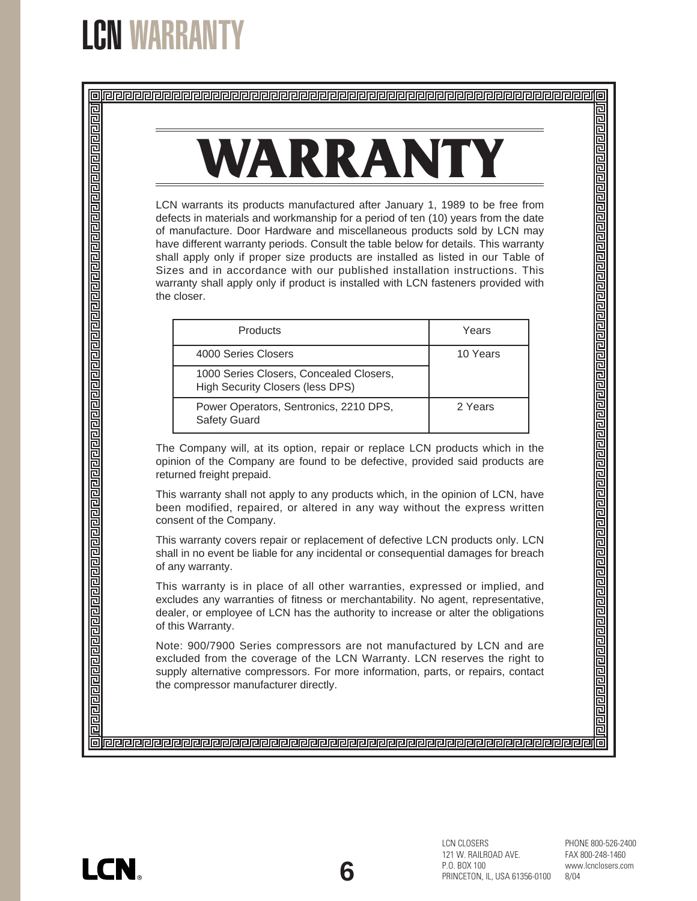# LCN WARRANTY

## WARRANTY

LCN warrants its products manufactured after January 1, 1989 to be free from defects in materials and workmanship for a period of ten (10) years from the date of manufacture. Door Hardware and miscellaneous products sold by LCN may have different warranty periods. Consult the table below for details. This warranty shall apply only if proper size products are installed as listed in our Table of Sizes and in accordance with our published installation instructions. This warranty shall apply only if product is installed with LCN fasteners provided with the closer.

| Products | Years |
| --- | --- |
| 4000 Series Closers | 10 Years |
| 1000 Series Closers, Concealed Closers, High Security Closers (less DPS) | |
| Power Operators, Sentronics, 2210 DPS, Safety Guard | 2 Years |

The Company will, at its option, repair or replace LCN products which in the opinion of the Company are found to be defective, provided said products are returned freight prepaid.

This warranty shall not apply to any products which, in the opinion of LCN, have been modified, repaired, or altered in any way without the express written consent of the Company.

This warranty covers repair or replacement of defective LCN products only. LCN shall in no event be liable for any incidental or consequential damages for breach of any warranty.

This warranty is in place of all other warranties, expressed or implied, and excludes any warranties of fitness or merchantability. No agent, representative, dealer, or employee of LCN has the authority to increase or alter the obligations of this Warranty.

Note: 900/7900 Series compressors are not manufactured by LCN and are excluded from the coverage of the LCN Warranty. LCN reserves the right to supply alternative compressors. For more information, parts, or repairs, contact the compressor manufacturer directly.

LCN CLOSERS
121 W. RAILROAD AVE.
P.O. BOX 100
PRINCETON, IL, USA 61356-0100

PHONE 800-526-2400
FAX 800-248-1460
www.lcnclosers.com
8/04